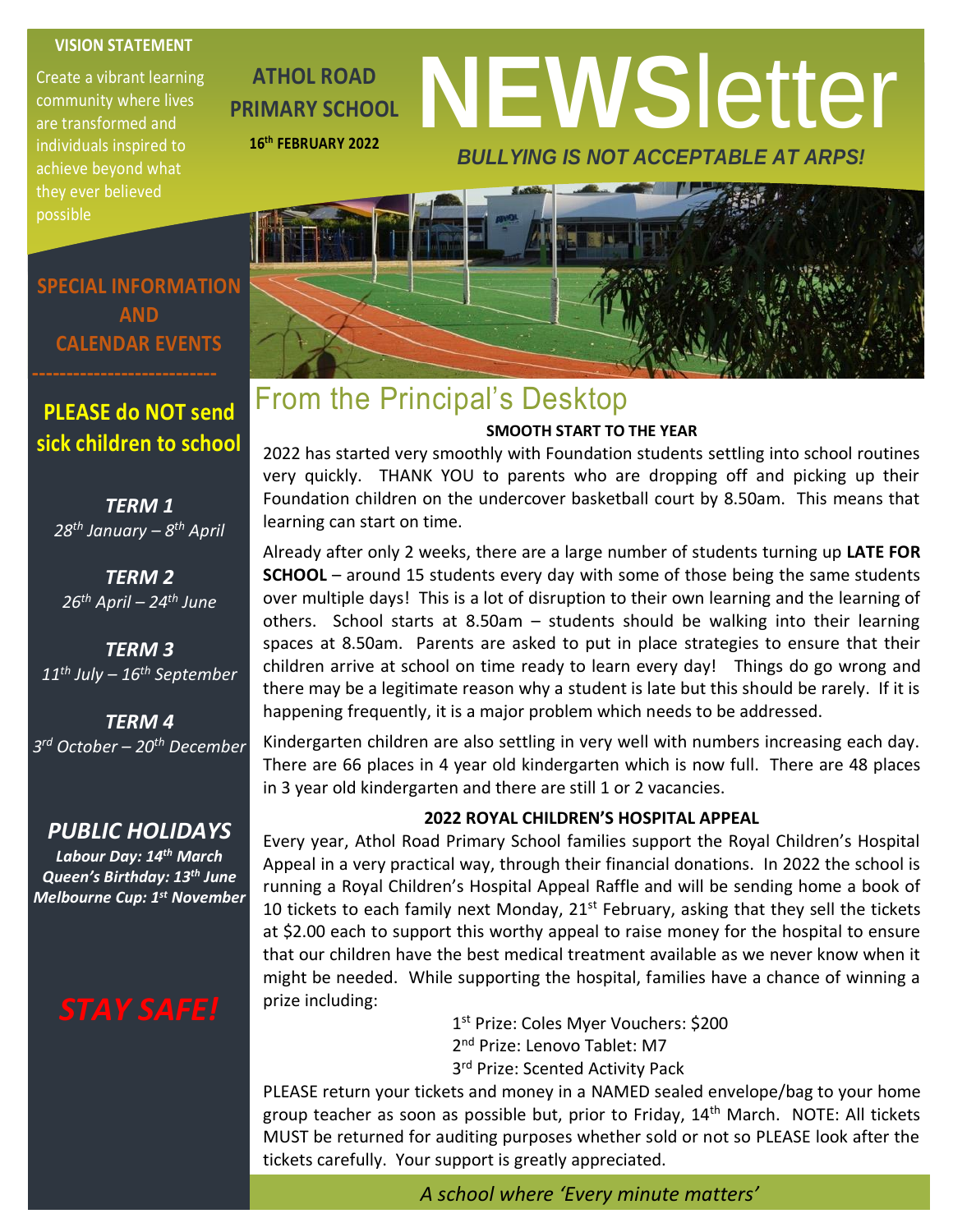**VISION STATEMENT**

Create a vibrant learning community where lives are transformed and individuals inspired to achieve beyond what they ever believed possible

**ATHOL ROAD PRIMARY SCHOOL**

**16th FEBRUARY 2022**

# NEWSletter

***BULLYING IS NOT ACCEPTABLE AT ARPS!***

## SPECIAL INFORMATION AND CALENDAR EVENTS

**PLEASE do NOT send sick children to school**

***TERM 1***
*28th January – 8th April*

***TERM 2***
*26th April – 24th June*

***TERM 3***
*11th July – 16th September*

***TERM 4***
*3rd October – 20th December*

### *PUBLIC HOLIDAYS*

***Labour Day: 14th March***
***Queen's Birthday: 13th June***
***Melbourne Cup: 1st November***

***STAY SAFE!***

## From the Principal's Desktop

**SMOOTH START TO THE YEAR**

2022 has started very smoothly with Foundation students settling into school routines very quickly. THANK YOU to parents who are dropping off and picking up their Foundation children on the undercover basketball court by 8.50am. This means that learning can start on time.

Already after only 2 weeks, there are a large number of students turning up **LATE FOR SCHOOL** – around 15 students every day with some of those being the same students over multiple days! This is a lot of disruption to their own learning and the learning of others. School starts at 8.50am – students should be walking into their learning spaces at 8.50am. Parents are asked to put in place strategies to ensure that their children arrive at school on time ready to learn every day! Things do go wrong and there may be a legitimate reason why a student is late but this should be rarely. If it is happening frequently, it is a major problem which needs to be addressed.

Kindergarten children are also settling in very well with numbers increasing each day. There are 66 places in 4 year old kindergarten which is now full. There are 48 places in 3 year old kindergarten and there are still 1 or 2 vacancies.

**2022 ROYAL CHILDREN'S HOSPITAL APPEAL**

Every year, Athol Road Primary School families support the Royal Children's Hospital Appeal in a very practical way, through their financial donations. In 2022 the school is running a Royal Children's Hospital Appeal Raffle and will be sending home a book of 10 tickets to each family next Monday, 21st February, asking that they sell the tickets at $2.00 each to support this worthy appeal to raise money for the hospital to ensure that our children have the best medical treatment available as we never know when it might be needed. While supporting the hospital, families have a chance of winning a prize including:

1st Prize: Coles Myer Vouchers: $200
2nd Prize: Lenovo Tablet: M7
3rd Prize: Scented Activity Pack

PLEASE return your tickets and money in a NAMED sealed envelope/bag to your home group teacher as soon as possible but, prior to Friday, 14th March. NOTE: All tickets MUST be returned for auditing purposes whether sold or not so PLEASE look after the tickets carefully. Your support is greatly appreciated.

*A school where 'Every minute matters'*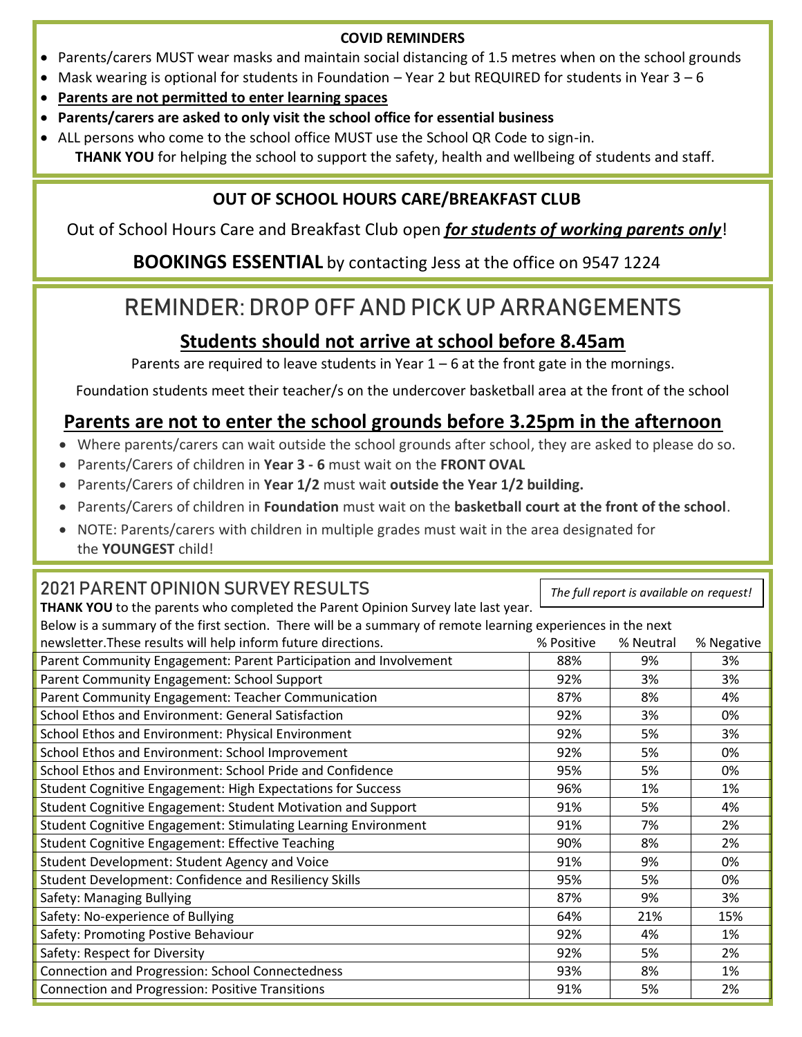## COVID REMINDERS

- Parents/carers MUST wear masks and maintain social distancing of 1.5 metres when on the school grounds
- Mask wearing is optional for students in Foundation – Year 2 but REQUIRED for students in Year 3 – 6
- **Parents are not permitted to enter learning spaces**
- **Parents/carers are asked to only visit the school office for essential business**
- ALL persons who come to the school office MUST use the School QR Code to sign-in.

**THANK YOU** for helping the school to support the safety, health and wellbeing of students and staff.

## OUT OF SCHOOL HOURS CARE/BREAKFAST CLUB

Out of School Hours Care and Breakfast Club open ***for students of working parents only***!

**BOOKINGS ESSENTIAL** by contacting Jess at the office on 9547 1224

# REMINDER: DROP OFF AND PICK UP ARRANGEMENTS

## Students should not arrive at school before 8.45am

Parents are required to leave students in Year 1 – 6 at the front gate in the mornings.

Foundation students meet their teacher/s on the undercover basketball area at the front of the school

## Parents are not to enter the school grounds before 3.25pm in the afternoon

- Where parents/carers can wait outside the school grounds after school, they are asked to please do so.
- Parents/Carers of children in **Year 3 - 6** must wait on the **FRONT OVAL**
- Parents/Carers of children in **Year 1/2** must wait **outside the Year 1/2 building.**
- Parents/Carers of children in **Foundation** must wait on the **basketball court at the front of the school**.
- NOTE: Parents/carers with children in multiple grades must wait in the area designated for the **YOUNGEST** child!

## 2021 PARENT OPINION SURVEY RESULTS

*The full report is available on request!*

**THANK YOU** to the parents who completed the Parent Opinion Survey late last year.

Below is a summary of the first section. There will be a summary of remote learning experiences in the next newsletter.These results will help inform future directions.

| | % Positive | % Neutral | % Negative |
|---|---|---|---|
| Parent Community Engagement: Parent Participation and Involvement | 88% | 9% | 3% |
| Parent Community Engagement: School Support | 92% | 3% | 3% |
| Parent Community Engagement: Teacher Communication | 87% | 8% | 4% |
| School Ethos and Environment: General Satisfaction | 92% | 3% | 0% |
| School Ethos and Environment: Physical Environment | 92% | 5% | 3% |
| School Ethos and Environment: School Improvement | 92% | 5% | 0% |
| School Ethos and Environment: School Pride and Confidence | 95% | 5% | 0% |
| Student Cognitive Engagement: High Expectations for Success | 96% | 1% | 1% |
| Student Cognitive Engagement: Student Motivation and Support | 91% | 5% | 4% |
| Student Cognitive Engagement: Stimulating Learning Environment | 91% | 7% | 2% |
| Student Cognitive Engagement: Effective Teaching | 90% | 8% | 2% |
| Student Development: Student Agency and Voice | 91% | 9% | 0% |
| Student Development: Confidence and Resiliency Skills | 95% | 5% | 0% |
| Safety: Managing Bullying | 87% | 9% | 3% |
| Safety: No-experience of Bullying | 64% | 21% | 15% |
| Safety: Promoting Postive Behaviour | 92% | 4% | 1% |
| Safety: Respect for Diversity | 92% | 5% | 2% |
| Connection and Progression: School Connectedness | 93% | 8% | 1% |
| Connection and Progression: Positive Transitions | 91% | 5% | 2% |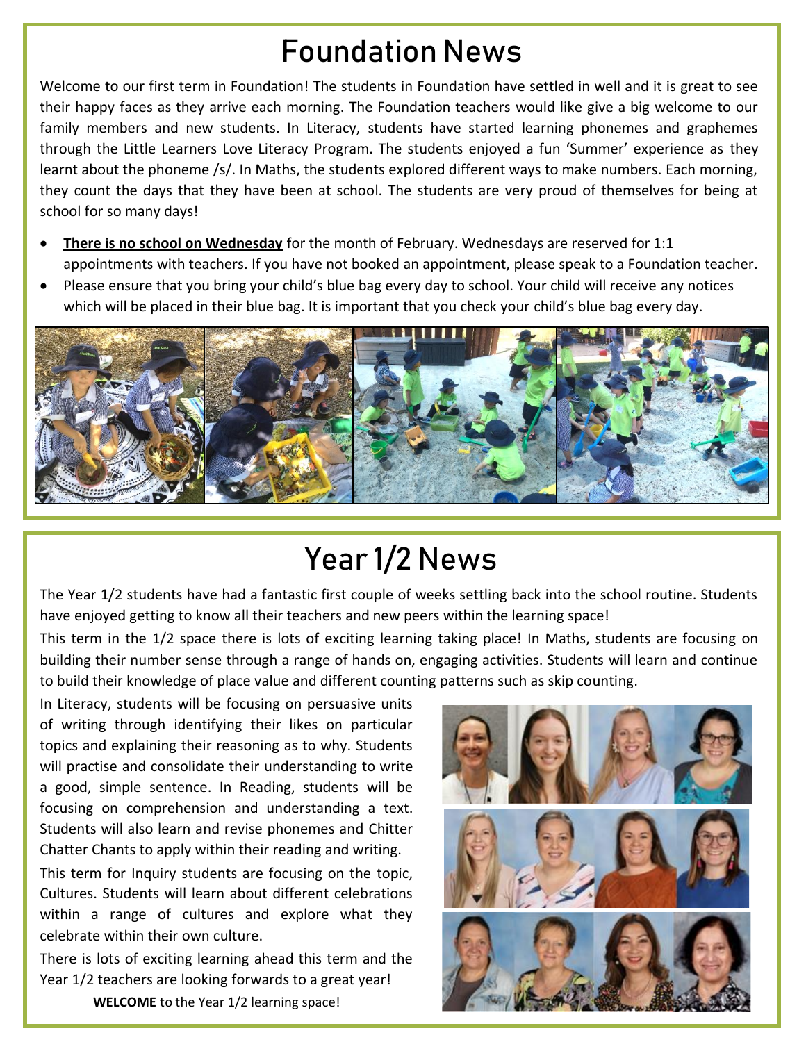# Foundation News

Welcome to our first term in Foundation! The students in Foundation have settled in well and it is great to see their happy faces as they arrive each morning. The Foundation teachers would like give a big welcome to our family members and new students. In Literacy, students have started learning phonemes and graphemes through the Little Learners Love Literacy Program. The students enjoyed a fun 'Summer' experience as they learnt about the phoneme /s/. In Maths, the students explored different ways to make numbers. Each morning, they count the days that they have been at school. The students are very proud of themselves for being at school for so many days!

- **<u>There is no school on Wednesday</u>** for the month of February. Wednesdays are reserved for 1:1 appointments with teachers. If you have not booked an appointment, please speak to a Foundation teacher.
- Please ensure that you bring your child's blue bag every day to school. Your child will receive any notices which will be placed in their blue bag. It is important that you check your child's blue bag every day.

# Year 1/2 News

The Year 1/2 students have had a fantastic first couple of weeks settling back into the school routine. Students have enjoyed getting to know all their teachers and new peers within the learning space!

This term in the 1/2 space there is lots of exciting learning taking place! In Maths, students are focusing on building their number sense through a range of hands on, engaging activities. Students will learn and continue to build their knowledge of place value and different counting patterns such as skip counting.

In Literacy, students will be focusing on persuasive units of writing through identifying their likes on particular topics and explaining their reasoning as to why. Students will practise and consolidate their understanding to write a good, simple sentence. In Reading, students will be focusing on comprehension and understanding a text. Students will also learn and revise phonemes and Chitter Chatter Chants to apply within their reading and writing.

This term for Inquiry students are focusing on the topic, Cultures. Students will learn about different celebrations within a range of cultures and explore what they celebrate within their own culture.

There is lots of exciting learning ahead this term and the Year 1/2 teachers are looking forwards to a great year!

**WELCOME** to the Year 1/2 learning space!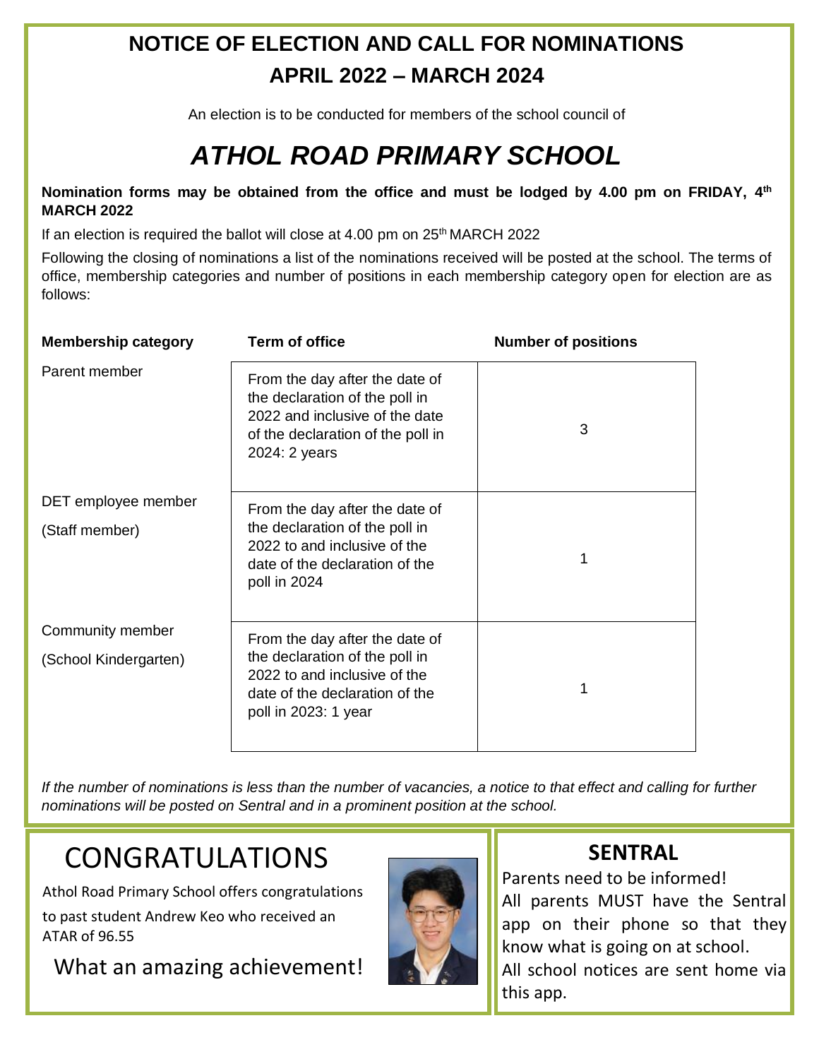# NOTICE OF ELECTION AND CALL FOR NOMINATIONS

## APRIL 2022 – MARCH 2024

An election is to be conducted for members of the school council of

# *ATHOL ROAD PRIMARY SCHOOL*

**Nomination forms may be obtained from the office and must be lodged by 4.00 pm on FRIDAY, 4th MARCH 2022**

If an election is required the ballot will close at 4.00 pm on 25th MARCH 2022

Following the closing of nominations a list of the nominations received will be posted at the school. The terms of office, membership categories and number of positions in each membership category open for election are as follows:

| Membership category | Term of office | Number of positions |
|---|---|---|
| Parent member | From the day after the date of the declaration of the poll in 2022 and inclusive of the date of the declaration of the poll in 2024: 2 years | 3 |
| DET employee member (Staff member) | From the day after the date of the declaration of the poll in 2022 to and inclusive of the date of the declaration of the poll in 2024 | 1 |
| Community member (School Kindergarten) | From the day after the date of the declaration of the poll in 2022 to and inclusive of the date of the declaration of the poll in 2023: 1 year | 1 |

*If the number of nominations is less than the number of vacancies, a notice to that effect and calling for further nominations will be posted on Sentral and in a prominent position at the school.*

# CONGRATULATIONS

Athol Road Primary School offers congratulations to past student Andrew Keo who received an ATAR of 96.55

What an amazing achievement!

## SENTRAL

Parents need to be informed!

All parents MUST have the Sentral app on their phone so that they know what is going on at school.

All school notices are sent home via this app.